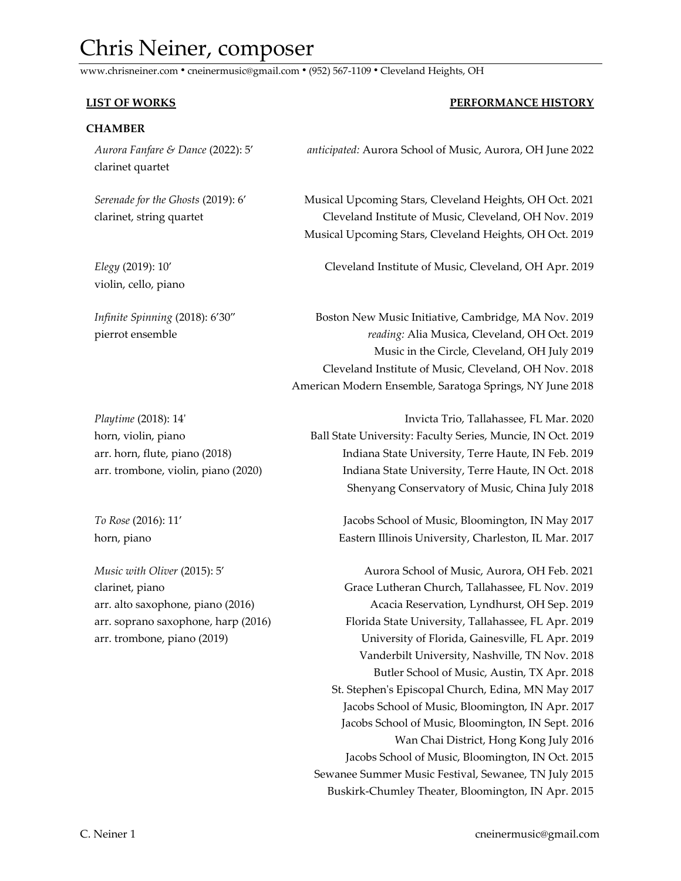# Chris Neiner, composer

www.chrisneiner.com • cneinermusic@gmail.com • (952) 567-1109 • Cleveland Heights, OH

| **LIST OF WORKS** | **PERFORMANCE HISTORY** |
| --- | --- |
| **CHAMBER** | |
| *Aurora Fanfare & Dance* (2022): 5′<br>clarinet quartet | *anticipated:* Aurora School of Music, Aurora, OH June 2022 |
| *Serenade for the Ghosts* (2019): 6′<br>clarinet, string quartet | Musical Upcoming Stars, Cleveland Heights, OH Oct. 2021<br>Cleveland Institute of Music, Cleveland, OH Nov. 2019<br>Musical Upcoming Stars, Cleveland Heights, OH Oct. 2019 |
| *Elegy* (2019): 10′<br>violin, cello, piano | Cleveland Institute of Music, Cleveland, OH Apr. 2019 |
| *Infinite Spinning* (2018): 6′30″<br>pierrot ensemble | Boston New Music Initiative, Cambridge, MA Nov. 2019<br>*reading:* Alia Musica, Cleveland, OH Oct. 2019<br>Music in the Circle, Cleveland, OH July 2019<br>Cleveland Institute of Music, Cleveland, OH Nov. 2018<br>American Modern Ensemble, Saratoga Springs, NY June 2018 |
| *Playtime* (2018): 14'<br>horn, violin, piano<br>arr. horn, flute, piano (2018)<br>arr. trombone, violin, piano (2020) | Invicta Trio, Tallahassee, FL Mar. 2020<br>Ball State University: Faculty Series, Muncie, IN Oct. 2019<br>Indiana State University, Terre Haute, IN Feb. 2019<br>Indiana State University, Terre Haute, IN Oct. 2018<br>Shenyang Conservatory of Music, China July 2018 |
| *To Rose* (2016): 11′<br>horn, piano | Jacobs School of Music, Bloomington, IN May 2017<br>Eastern Illinois University, Charleston, IL Mar. 2017 |
| *Music with Oliver* (2015): 5′<br>clarinet, piano<br>arr. alto saxophone, piano (2016)<br>arr. soprano saxophone, harp (2016)<br>arr. trombone, piano (2019) | Aurora School of Music, Aurora, OH Feb. 2021<br>Grace Lutheran Church, Tallahassee, FL Nov. 2019<br>Acacia Reservation, Lyndhurst, OH Sep. 2019<br>Florida State University, Tallahassee, FL Apr. 2019<br>University of Florida, Gainesville, FL Apr. 2019<br>Vanderbilt University, Nashville, TN Nov. 2018<br>Butler School of Music, Austin, TX Apr. 2018<br>St. Stephen's Episcopal Church, Edina, MN May 2017<br>Jacobs School of Music, Bloomington, IN Apr. 2017<br>Jacobs School of Music, Bloomington, IN Sept. 2016<br>Wan Chai District, Hong Kong July 2016<br>Jacobs School of Music, Bloomington, IN Oct. 2015<br>Sewanee Summer Music Festival, Sewanee, TN July 2015<br>Buskirk-Chumley Theater, Bloomington, IN Apr. 2015 |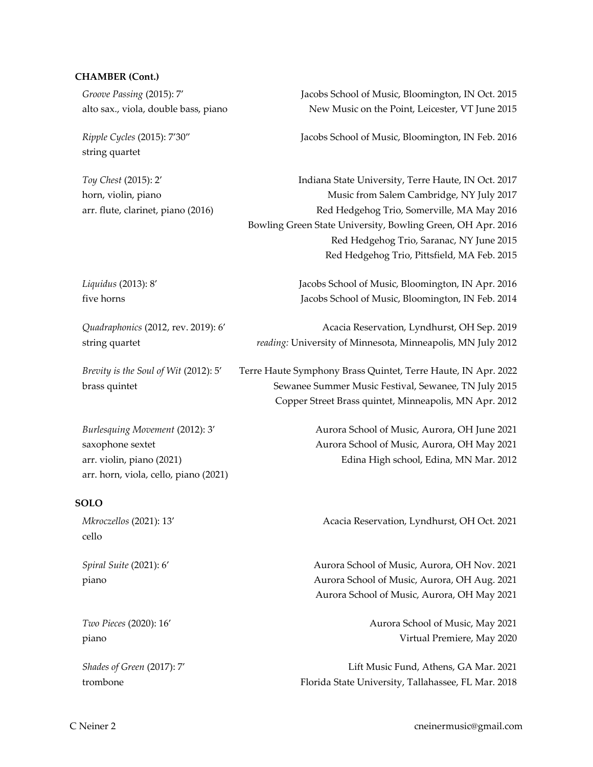**CHAMBER (Cont.)**

*Groove Passing* (2015): 7′
alto sax., viola, double bass, piano

Jacobs School of Music, Bloomington, IN Oct. 2015
New Music on the Point, Leicester, VT June 2015

*Ripple Cycles* (2015): 7′30″
string quartet

Jacobs School of Music, Bloomington, IN Feb. 2016

*Toy Chest* (2015): 2′
horn, violin, piano
arr. flute, clarinet, piano (2016)

Indiana State University, Terre Haute, IN Oct. 2017
Music from Salem Cambridge, NY July 2017
Red Hedgehog Trio, Somerville, MA May 2016
Bowling Green State University, Bowling Green, OH Apr. 2016
Red Hedgehog Trio, Saranac, NY June 2015
Red Hedgehog Trio, Pittsfield, MA Feb. 2015

*Liquidus* (2013): 8′
five horns

Jacobs School of Music, Bloomington, IN Apr. 2016
Jacobs School of Music, Bloomington, IN Feb. 2014

*Quadraphonics* (2012, rev. 2019): 6′
string quartet

Acacia Reservation, Lyndhurst, OH Sep. 2019
*reading:* University of Minnesota, Minneapolis, MN July 2012

*Brevity is the Soul of Wit* (2012): 5′
brass quintet

Terre Haute Symphony Brass Quintet, Terre Haute, IN Apr. 2022
Sewanee Summer Music Festival, Sewanee, TN July 2015
Copper Street Brass quintet, Minneapolis, MN Apr. 2012

*Burlesquing Movement* (2012): 3′
saxophone sextet
arr. violin, piano (2021)
arr. horn, viola, cello, piano (2021)

Aurora School of Music, Aurora, OH June 2021
Aurora School of Music, Aurora, OH May 2021
Edina High school, Edina, MN Mar. 2012

**SOLO**

*Mkroczellos* (2021): 13′
cello

Acacia Reservation, Lyndhurst, OH Oct. 2021

*Spiral Suite* (2021): 6′
piano

Aurora School of Music, Aurora, OH Nov. 2021
Aurora School of Music, Aurora, OH Aug. 2021
Aurora School of Music, Aurora, OH May 2021

*Two Pieces* (2020): 16′
piano

Aurora School of Music, May 2021
Virtual Premiere, May 2020

*Shades of Green* (2017): 7′
trombone

Lift Music Fund, Athens, GA Mar. 2021
Florida State University, Tallahassee, FL Mar. 2018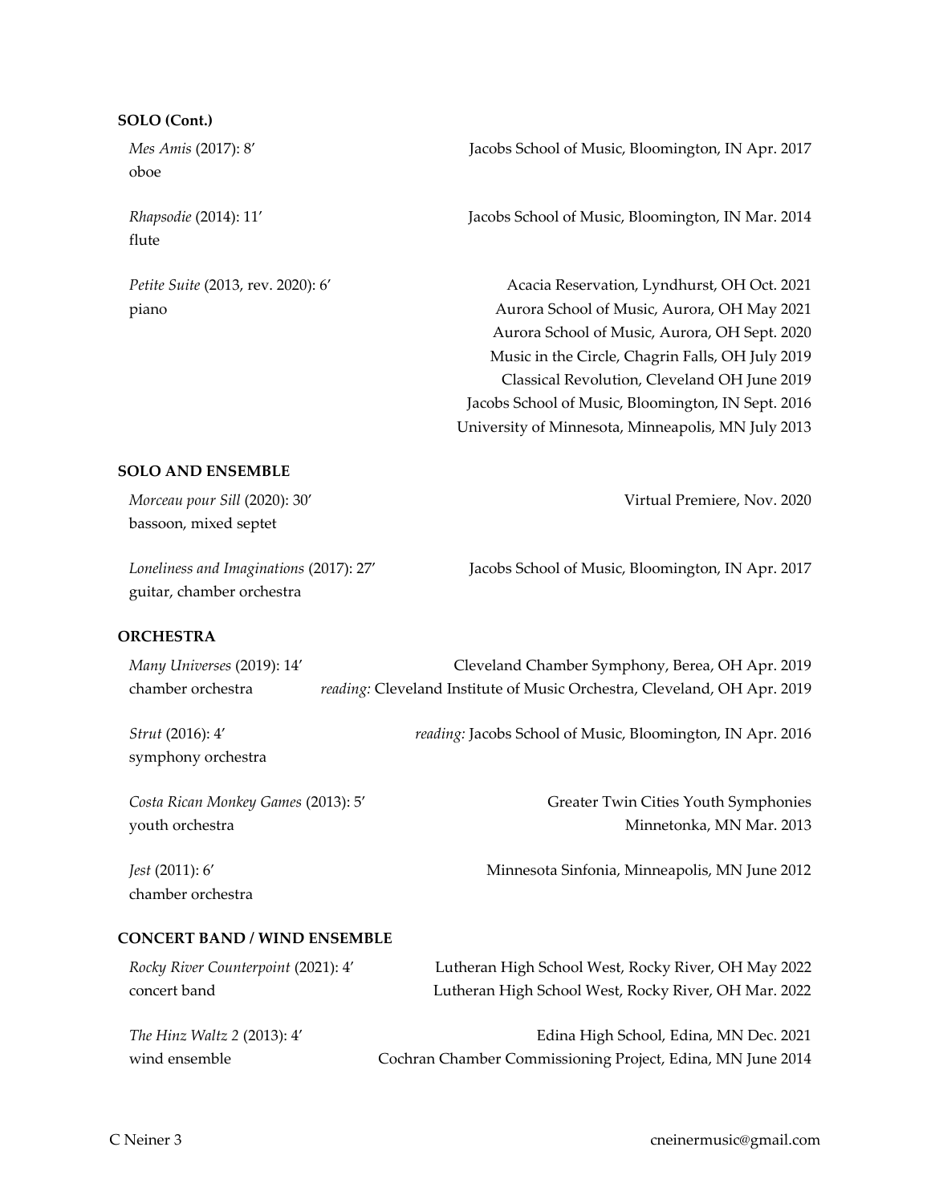**SOLO (Cont.)**

*Mes Amis* (2017): 8′
oboe
Jacobs School of Music, Bloomington, IN Apr. 2017

*Rhapsodie* (2014): 11′
flute
Jacobs School of Music, Bloomington, IN Mar. 2014

*Petite Suite* (2013, rev. 2020): 6′
piano
Acacia Reservation, Lyndhurst, OH Oct. 2021
Aurora School of Music, Aurora, OH May 2021
Aurora School of Music, Aurora, OH Sept. 2020
Music in the Circle, Chagrin Falls, OH July 2019
Classical Revolution, Cleveland OH June 2019
Jacobs School of Music, Bloomington, IN Sept. 2016
University of Minnesota, Minneapolis, MN July 2013

**SOLO AND ENSEMBLE**

*Morceau pour Sill* (2020): 30′
bassoon, mixed septet
Virtual Premiere, Nov. 2020

*Loneliness and Imaginations* (2017): 27′
guitar, chamber orchestra
Jacobs School of Music, Bloomington, IN Apr. 2017

**ORCHESTRA**

*Many Universes* (2019): 14′
chamber orchestra
Cleveland Chamber Symphony, Berea, OH Apr. 2019
*reading:* Cleveland Institute of Music Orchestra, Cleveland, OH Apr. 2019

*Strut* (2016): 4′
symphony orchestra
*reading:* Jacobs School of Music, Bloomington, IN Apr. 2016

*Costa Rican Monkey Games* (2013): 5′
youth orchestra
Greater Twin Cities Youth Symphonies
Minnetonka, MN Mar. 2013

*Jest* (2011): 6′
chamber orchestra
Minnesota Sinfonia, Minneapolis, MN June 2012

**CONCERT BAND / WIND ENSEMBLE**

*Rocky River Counterpoint* (2021): 4′
concert band
Lutheran High School West, Rocky River, OH May 2022
Lutheran High School West, Rocky River, OH Mar. 2022

*The Hinz Waltz 2* (2013): 4′
wind ensemble
Edina High School, Edina, MN Dec. 2021
Cochran Chamber Commissioning Project, Edina, MN June 2014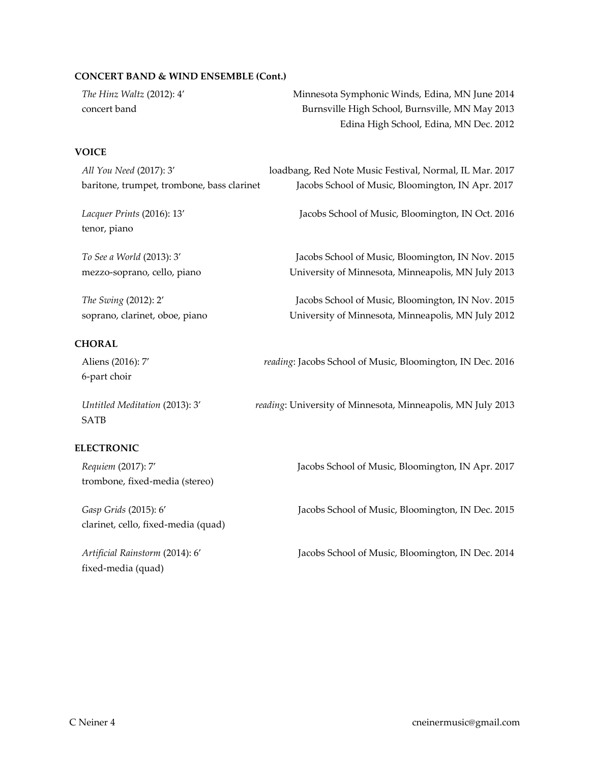### CONCERT BAND & WIND ENSEMBLE (Cont.)

*The Hinz Waltz* (2012): 4′
concert band

Minnesota Symphonic Winds, Edina, MN June 2014
Burnsville High School, Burnsville, MN May 2013
Edina High School, Edina, MN Dec. 2012

### VOICE

*All You Need* (2017): 3′
baritone, trumpet, trombone, bass clarinet

loadbang, Red Note Music Festival, Normal, IL Mar. 2017
Jacobs School of Music, Bloomington, IN Apr. 2017

*Lacquer Prints* (2016): 13′
tenor, piano

Jacobs School of Music, Bloomington, IN Oct. 2016

*To See a World* (2013): 3′
mezzo-soprano, cello, piano

Jacobs School of Music, Bloomington, IN Nov. 2015
University of Minnesota, Minneapolis, MN July 2013

*The Swing* (2012): 2′
soprano, clarinet, oboe, piano

Jacobs School of Music, Bloomington, IN Nov. 2015
University of Minnesota, Minneapolis, MN July 2012

### CHORAL

Aliens (2016): 7′
6-part choir

*reading*: Jacobs School of Music, Bloomington, IN Dec. 2016

*Untitled Meditation* (2013): 3′
SATB

*reading*: University of Minnesota, Minneapolis, MN July 2013

### ELECTRONIC

*Requiem* (2017): 7′
trombone, fixed-media (stereo)

Jacobs School of Music, Bloomington, IN Apr. 2017

*Gasp Grids* (2015): 6′
clarinet, cello, fixed-media (quad)

Jacobs School of Music, Bloomington, IN Dec. 2015

*Artificial Rainstorm* (2014): 6′
fixed-media (quad)

Jacobs School of Music, Bloomington, IN Dec. 2014